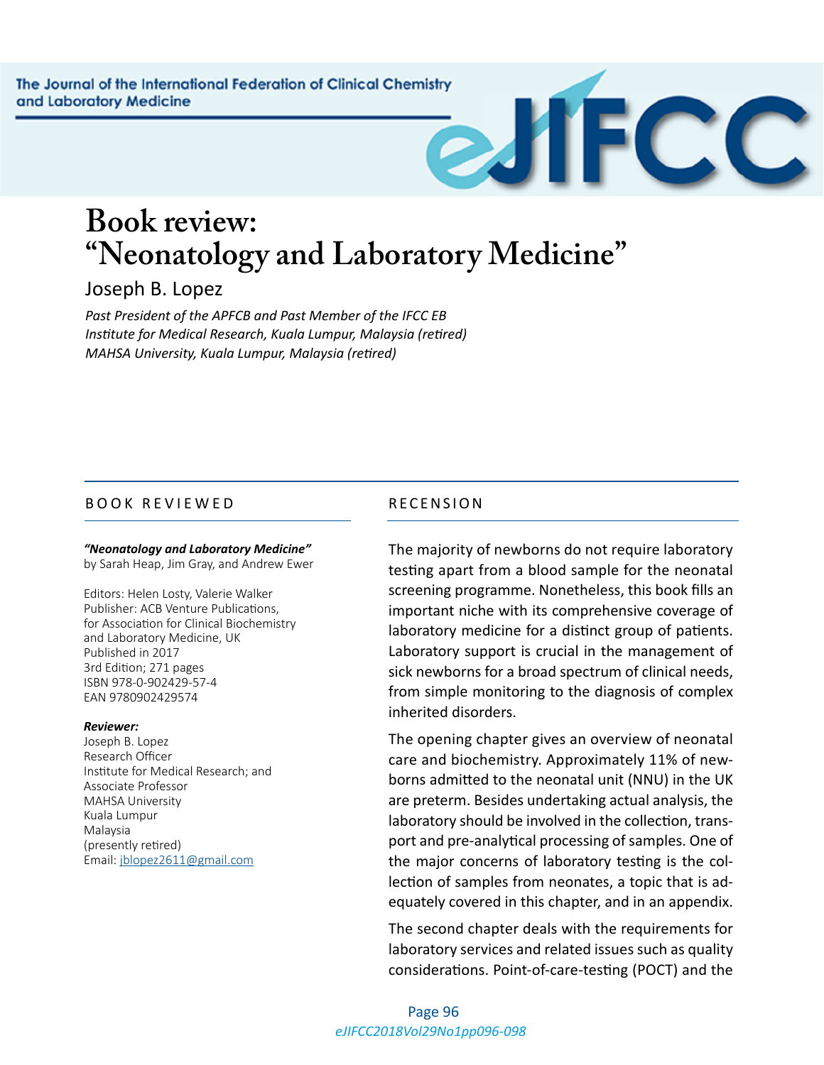# Book review: "Neonatology and Laboratory Medicine"

Joseph B. Lopez

*Past President of the APFCB and Past Member of the IFCC EB*
*Institute for Medical Research, Kuala Lumpur, Malaysia (retired)*
*MAHSA University, Kuala Lumpur, Malaysia (retired)*

## BOOK REVIEWED

***"Neonatology and Laboratory Medicine"***
by Sarah Heap, Jim Gray, and Andrew Ewer

Editors: Helen Losty, Valerie Walker
Publisher: ACB Venture Publications, for Association for Clinical Biochemistry and Laboratory Medicine, UK
Published in 2017
3rd Edition; 271 pages
ISBN 978-0-902429-57-4
EAN 9780902429574

***Reviewer:***
Joseph B. Lopez
Research Officer
Institute for Medical Research; and
Associate Professor
MAHSA University
Kuala Lumpur
Malaysia
(presently retired)
Email: jblopez2611@gmail.com

## RECENSION

The majority of newborns do not require laboratory testing apart from a blood sample for the neonatal screening programme. Nonetheless, this book fills an important niche with its comprehensive coverage of laboratory medicine for a distinct group of patients. Laboratory support is crucial in the management of sick newborns for a broad spectrum of clinical needs, from simple monitoring to the diagnosis of complex inherited disorders.

The opening chapter gives an overview of neonatal care and biochemistry. Approximately 11% of newborns admitted to the neonatal unit (NNU) in the UK are preterm. Besides undertaking actual analysis, the laboratory should be involved in the collection, transport and pre-analytical processing of samples. One of the major concerns of laboratory testing is the collection of samples from neonates, a topic that is adequately covered in this chapter, and in an appendix.

The second chapter deals with the requirements for laboratory services and related issues such as quality considerations. Point-of-care-testing (POCT) and the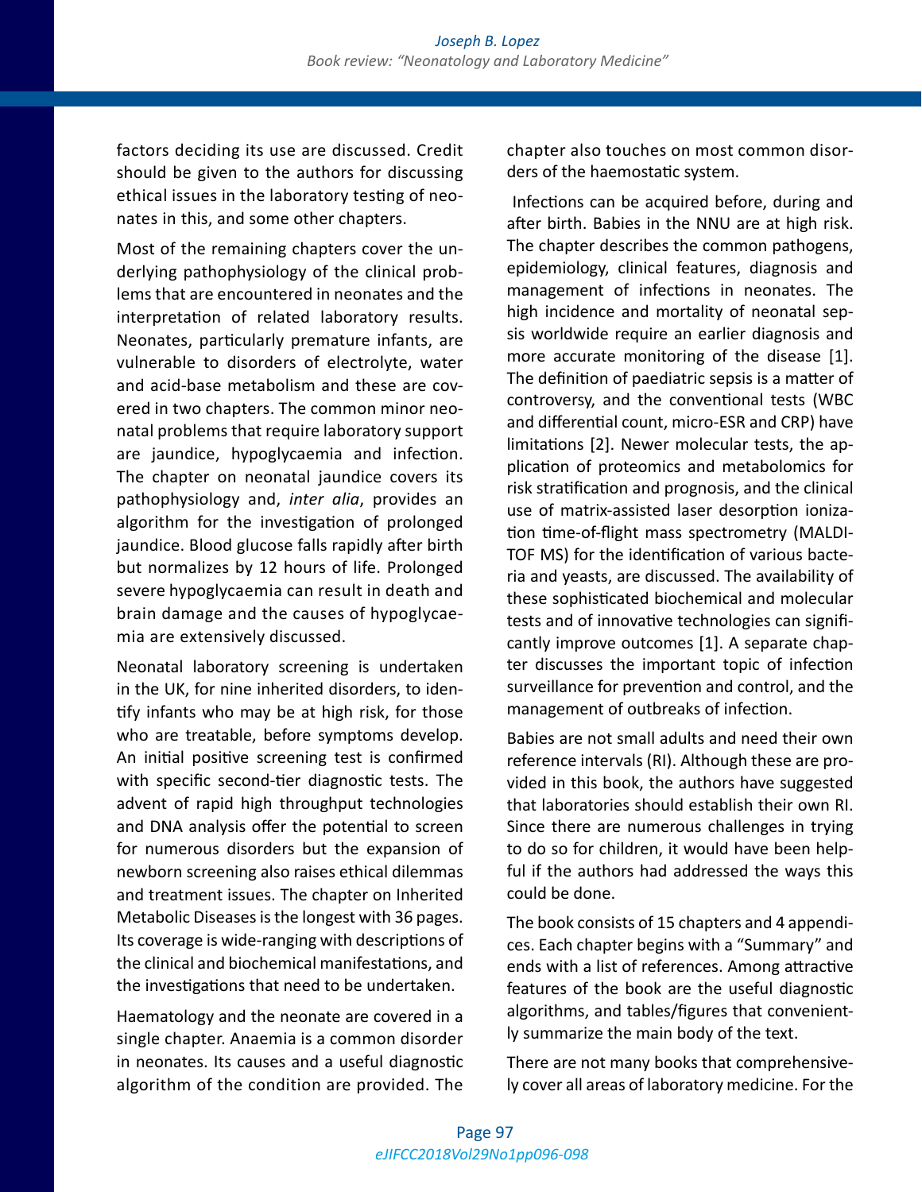factors deciding its use are discussed. Credit should be given to the authors for discussing ethical issues in the laboratory testing of neonates in this, and some other chapters.

Most of the remaining chapters cover the underlying pathophysiology of the clinical problems that are encountered in neonates and the interpretation of related laboratory results. Neonates, particularly premature infants, are vulnerable to disorders of electrolyte, water and acid-base metabolism and these are covered in two chapters. The common minor neonatal problems that require laboratory support are jaundice, hypoglycaemia and infection. The chapter on neonatal jaundice covers its pathophysiology and, *inter alia*, provides an algorithm for the investigation of prolonged jaundice. Blood glucose falls rapidly after birth but normalizes by 12 hours of life. Prolonged severe hypoglycaemia can result in death and brain damage and the causes of hypoglycaemia are extensively discussed.

Neonatal laboratory screening is undertaken in the UK, for nine inherited disorders, to identify infants who may be at high risk, for those who are treatable, before symptoms develop. An initial positive screening test is confirmed with specific second-tier diagnostic tests. The advent of rapid high throughput technologies and DNA analysis offer the potential to screen for numerous disorders but the expansion of newborn screening also raises ethical dilemmas and treatment issues. The chapter on Inherited Metabolic Diseases is the longest with 36 pages. Its coverage is wide-ranging with descriptions of the clinical and biochemical manifestations, and the investigations that need to be undertaken.

Haematology and the neonate are covered in a single chapter. Anaemia is a common disorder in neonates. Its causes and a useful diagnostic algorithm of the condition are provided. The chapter also touches on most common disorders of the haemostatic system.

Infections can be acquired before, during and after birth. Babies in the NNU are at high risk. The chapter describes the common pathogens, epidemiology, clinical features, diagnosis and management of infections in neonates. The high incidence and mortality of neonatal sepsis worldwide require an earlier diagnosis and more accurate monitoring of the disease [1]. The definition of paediatric sepsis is a matter of controversy, and the conventional tests (WBC and differential count, micro-ESR and CRP) have limitations [2]. Newer molecular tests, the application of proteomics and metabolomics for risk stratification and prognosis, and the clinical use of matrix-assisted laser desorption ionization time-of-flight mass spectrometry (MALDI-TOF MS) for the identification of various bacteria and yeasts, are discussed. The availability of these sophisticated biochemical and molecular tests and of innovative technologies can significantly improve outcomes [1]. A separate chapter discusses the important topic of infection surveillance for prevention and control, and the management of outbreaks of infection.

Babies are not small adults and need their own reference intervals (RI). Although these are provided in this book, the authors have suggested that laboratories should establish their own RI. Since there are numerous challenges in trying to do so for children, it would have been helpful if the authors had addressed the ways this could be done.

The book consists of 15 chapters and 4 appendices. Each chapter begins with a "Summary" and ends with a list of references. Among attractive features of the book are the useful diagnostic algorithms, and tables/figures that conveniently summarize the main body of the text.

There are not many books that comprehensively cover all areas of laboratory medicine. For the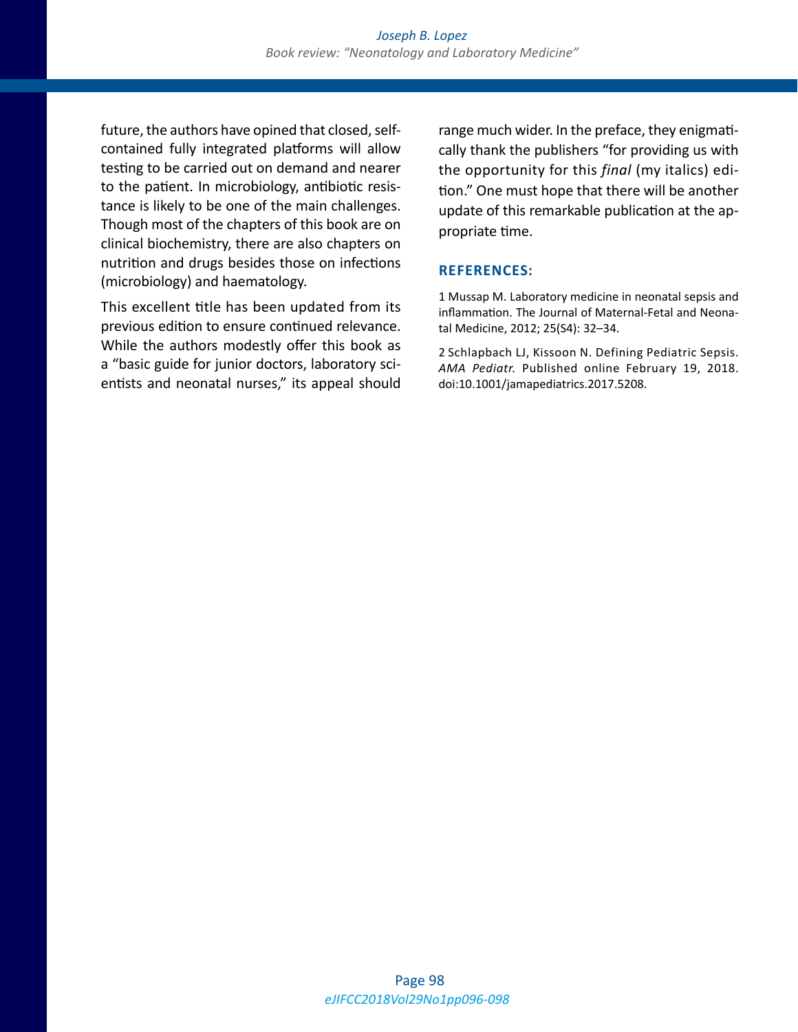future, the authors have opined that closed, self-contained fully integrated platforms will allow testing to be carried out on demand and nearer to the patient. In microbiology, antibiotic resistance is likely to be one of the main challenges. Though most of the chapters of this book are on clinical biochemistry, there are also chapters on nutrition and drugs besides those on infections (microbiology) and haematology.

This excellent title has been updated from its previous edition to ensure continued relevance. While the authors modestly offer this book as a "basic guide for junior doctors, laboratory scientists and neonatal nurses," its appeal should range much wider. In the preface, they enigmatically thank the publishers "for providing us with the opportunity for this *final* (my italics) edition." One must hope that there will be another update of this remarkable publication at the appropriate time.

## REFERENCES:

1 Mussap M. Laboratory medicine in neonatal sepsis and inflammation. The Journal of Maternal-Fetal and Neonatal Medicine, 2012; 25(S4): 32–34.

2 Schlapbach LJ, Kissoon N. Defining Pediatric Sepsis. *AMA Pediatr.* Published online February 19, 2018. doi:10.1001/jamapediatrics.2017.5208.